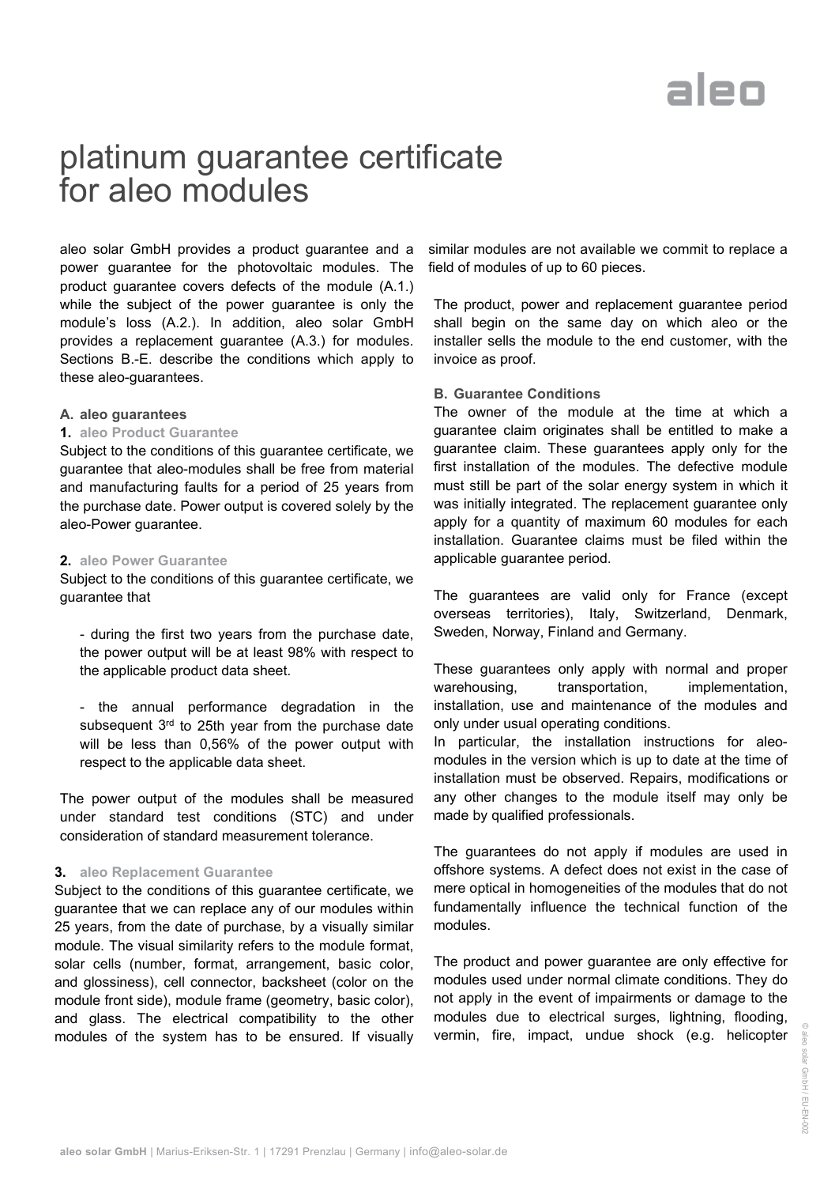# platinum guarantee certificate for aleo modules

aleo solar GmbH provides a product guarantee and a power guarantee for the photovoltaic modules. The product guarantee covers defects of the module (A.1.) while the subject of the power guarantee is only the module's loss (A.2.). In addition, aleo solar GmbH provides a replacement guarantee (A.3.) for modules. Sections B.-E. describe the conditions which apply to these aleo-guarantees.

### A. aleo guarantees

**1. aleo Product Guarantee**

Subject to the conditions of this guarantee certificate, we guarantee that aleo-modules shall be free from material and manufacturing faults for a period of 25 years from the purchase date. Power output is covered solely by the aleo-Power guarantee.

**2. aleo Power Guarantee**

Subject to the conditions of this guarantee certificate, we guarantee that

- during the first two years from the purchase date, the power output will be at least 98% with respect to the applicable product data sheet.
- the annual performance degradation in the subsequent 3rd to 25th year from the purchase date will be less than 0,56% of the power output with respect to the applicable data sheet.

The power output of the modules shall be measured under standard test conditions (STC) and under consideration of standard measurement tolerance.

**3. aleo Replacement Guarantee**

Subject to the conditions of this guarantee certificate, we guarantee that we can replace any of our modules within 25 years, from the date of purchase, by a visually similar module. The visual similarity refers to the module format, solar cells (number, format, arrangement, basic color, and glossiness), cell connector, backsheet (color on the module front side), module frame (geometry, basic color), and glass. The electrical compatibility to the other modules of the system has to be ensured. If visually similar modules are not available we commit to replace a field of modules of up to 60 pieces.

The product, power and replacement guarantee period shall begin on the same day on which aleo or the installer sells the module to the end customer, with the invoice as proof.

### B. Guarantee Conditions

The owner of the module at the time at which a guarantee claim originates shall be entitled to make a guarantee claim. These guarantees apply only for the first installation of the modules. The defective module must still be part of the solar energy system in which it was initially integrated. The replacement guarantee only apply for a quantity of maximum 60 modules for each installation. Guarantee claims must be filed within the applicable guarantee period.

The guarantees are valid only for France (except overseas territories), Italy, Switzerland, Denmark, Sweden, Norway, Finland and Germany.

These guarantees only apply with normal and proper warehousing, transportation, implementation, installation, use and maintenance of the modules and only under usual operating conditions.
In particular, the installation instructions for aleo-modules in the version which is up to date at the time of installation must be observed. Repairs, modifications or any other changes to the module itself may only be made by qualified professionals.

The guarantees do not apply if modules are used in offshore systems. A defect does not exist in the case of mere optical in homogeneities of the modules that do not fundamentally influence the technical function of the modules.

The product and power guarantee are only effective for modules used under normal climate conditions. They do not apply in the event of impairments or damage to the modules due to electrical surges, lightning, flooding, vermin, fire, impact, undue shock (e.g. helicopter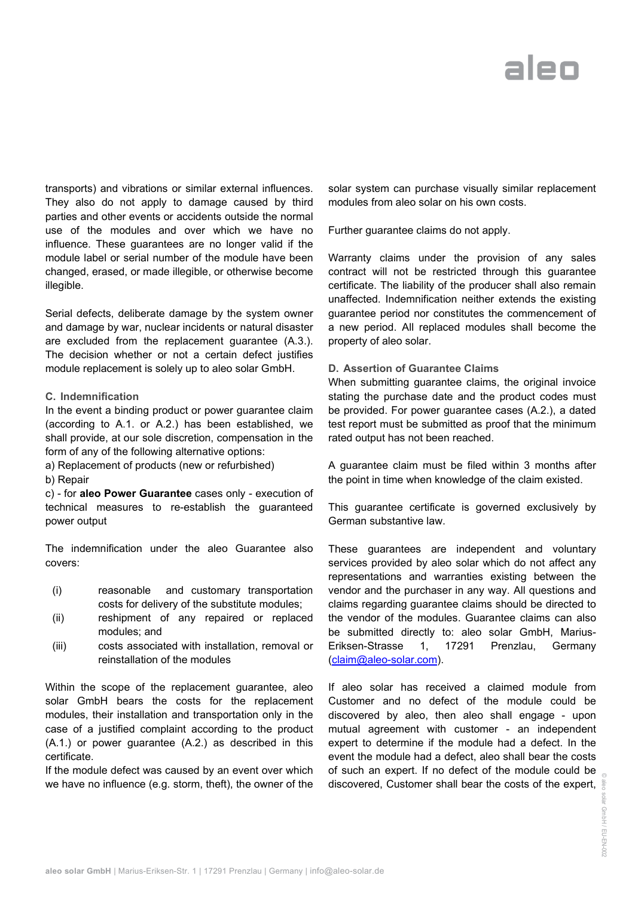transports) and vibrations or similar external influences. They also do not apply to damage caused by third parties and other events or accidents outside the normal use of the modules and over which we have no influence. These guarantees are no longer valid if the module label or serial number of the module have been changed, erased, or made illegible, or otherwise become illegible.

Serial defects, deliberate damage by the system owner and damage by war, nuclear incidents or natural disaster are excluded from the replacement guarantee (A.3.). The decision whether or not a certain defect justifies module replacement is solely up to aleo solar GmbH.

### C. Indemnification

In the event a binding product or power guarantee claim (according to A.1. or A.2.) has been established, we shall provide, at our sole discretion, compensation in the form of any of the following alternative options:

a) Replacement of products (new or refurbished)
b) Repair
c) - for **aleo Power Guarantee** cases only - execution of technical measures to re-establish the guaranteed power output

The indemnification under the aleo Guarantee also covers:

(i) reasonable and customary transportation costs for delivery of the substitute modules;
(ii) reshipment of any repaired or replaced modules; and
(iii) costs associated with installation, removal or reinstallation of the modules

Within the scope of the replacement guarantee, aleo solar GmbH bears the costs for the replacement modules, their installation and transportation only in the case of a justified complaint according to the product (A.1.) or power guarantee (A.2.) as described in this certificate.
If the module defect was caused by an event over which we have no influence (e.g. storm, theft), the owner of the solar system can purchase visually similar replacement modules from aleo solar on his own costs.

Further guarantee claims do not apply.

Warranty claims under the provision of any sales contract will not be restricted through this guarantee certificate. The liability of the producer shall also remain unaffected. Indemnification neither extends the existing guarantee period nor constitutes the commencement of a new period. All replaced modules shall become the property of aleo solar.

### D. Assertion of Guarantee Claims

When submitting guarantee claims, the original invoice stating the purchase date and the product codes must be provided. For power guarantee cases (A.2.), a dated test report must be submitted as proof that the minimum rated output has not been reached.

A guarantee claim must be filed within 3 months after the point in time when knowledge of the claim existed.

This guarantee certificate is governed exclusively by German substantive law.

These guarantees are independent and voluntary services provided by aleo solar which do not affect any representations and warranties existing between the vendor and the purchaser in any way. All questions and claims regarding guarantee claims should be directed to the vendor of the modules. Guarantee claims can also be submitted directly to: aleo solar GmbH, Marius-Eriksen-Strasse 1, 17291 Prenzlau, Germany (claim@aleo-solar.com).

If aleo solar has received a claimed module from Customer and no defect of the module could be discovered by aleo, then aleo shall engage - upon mutual agreement with customer - an independent expert to determine if the module had a defect. In the event the module had a defect, aleo shall bear the costs of such an expert. If no defect of the module could be discovered, Customer shall bear the costs of the expert,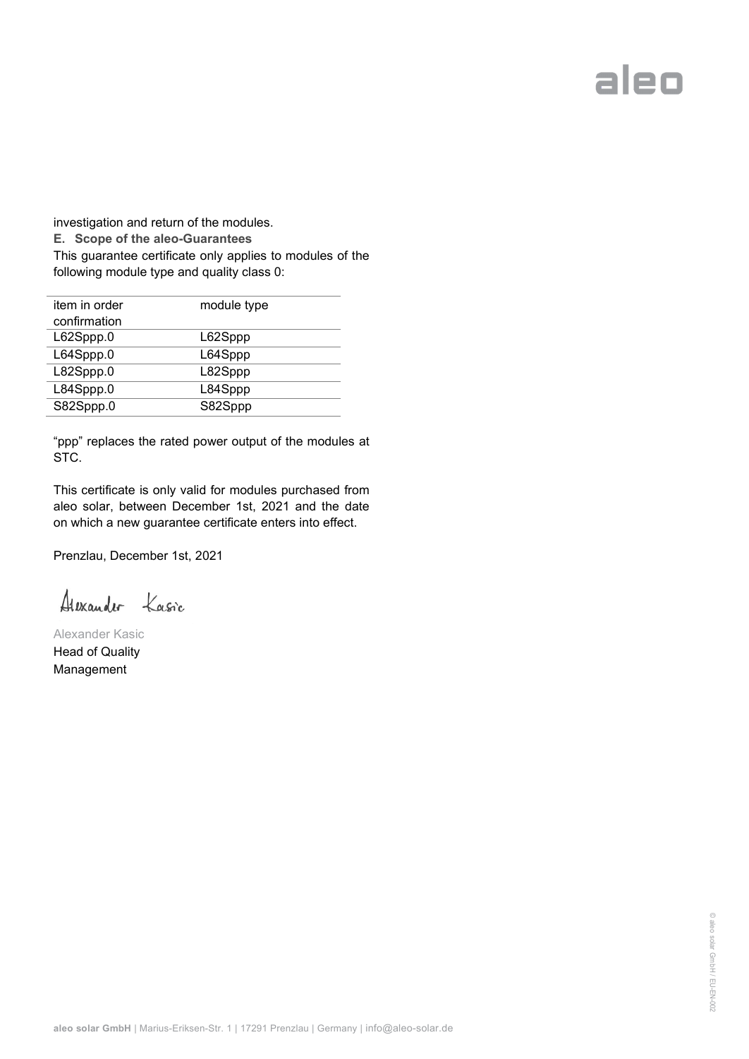investigation and return of the modules.

**E. Scope of the aleo-Guarantees**

This guarantee certificate only applies to modules of the following module type and quality class 0:

| item in order confirmation | module type |
|---|---|
| L62Sppp.0 | L62Sppp |
| L64Sppp.0 | L64Sppp |
| L82Sppp.0 | L82Sppp |
| L84Sppp.0 | L84Sppp |
| S82Sppp.0 | S82Sppp |

“ppp” replaces the rated power output of the modules at STC.

This certificate is only valid for modules purchased from aleo solar, between December 1st, 2021 and the date on which a new guarantee certificate enters into effect.

Prenzlau, December 1st, 2021

Alexander Kasic

Alexander Kasic
Head of Quality Management